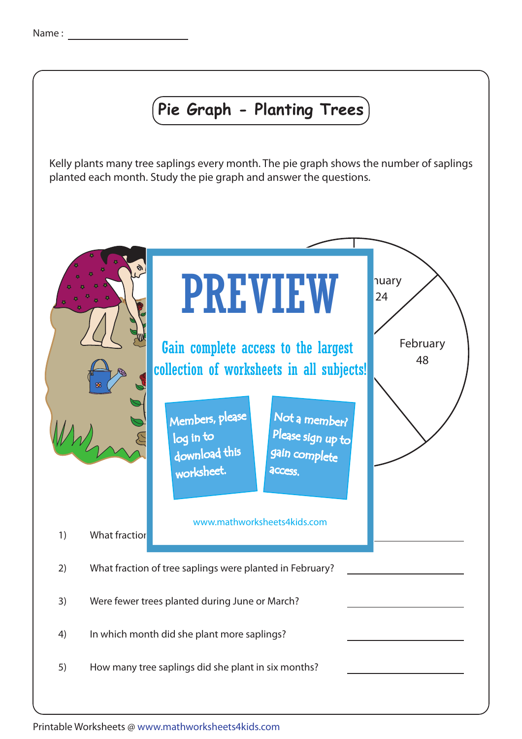Name : ____________________

# Pie Graph - Planting Trees

Kelly plants many tree saplings every month. The pie graph shows the number of saplings planted each month. Study the pie graph and answer the questions.

nuary
24

February
48

# PREVIEW

Gain complete access to the largest collection of worksheets in all subjects!

Members, please log in to download this worksheet.

Not a member? Please sign up to gain complete access.

www.mathworksheets4kids.com

1) What fraction ____________________

2) What fraction of tree saplings were planted in February? ____________________

3) Were fewer trees planted during June or March? ____________________

4) In which month did she plant more saplings? ____________________

5) How many tree saplings did she plant in six months? ____________________

Printable Worksheets @ www.mathworksheets4kids.com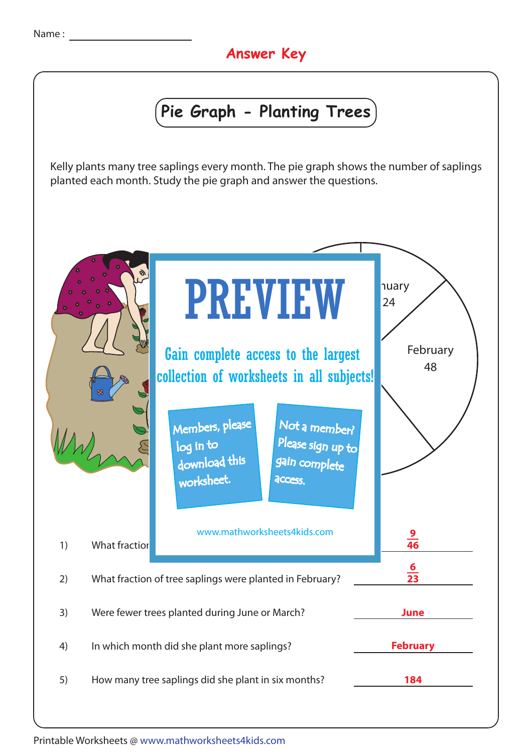Name : ____________________

**Answer Key**

## Pie Graph - Planting Trees

Kelly plants many tree saplings every month. The pie graph shows the number of saplings planted each month. Study the pie graph and answer the questions.

nuary
24

February
48

PREVIEW

Gain complete access to the largest collection of worksheets in all subjects!

Members, please log in to download this worksheet.

Not a member? Please sign up to gain complete access.

www.mathworksheets4kids.com

1) What fractior ______ $\frac{9}{46}$

2) What fraction of tree saplings were planted in February? ______ $\frac{6}{23}$

3) Were fewer trees planted during June or March? ______ **June**

4) In which month did she plant more saplings? ______ **February**

5) How many tree saplings did she plant in six months? ______ **184**

Printable Worksheets @ www.mathworksheets4kids.com